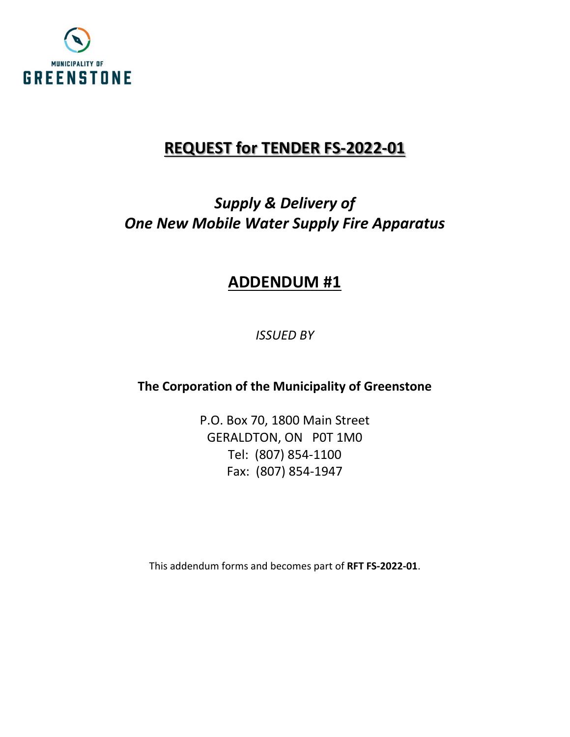MUNICIPALITY OF

GREENSTONE

# REQUEST for TENDER FS-2022-01

## *Supply & Delivery of One New Mobile Water Supply Fire Apparatus*

# ADDENDUM #1

*ISSUED BY*

**The Corporation of the Municipality of Greenstone**

P.O. Box 70, 1800 Main Street
GERALDTON, ON P0T 1M0
Tel: (807) 854-1100
Fax: (807) 854-1947

This addendum forms and becomes part of **RFT FS-2022-01**.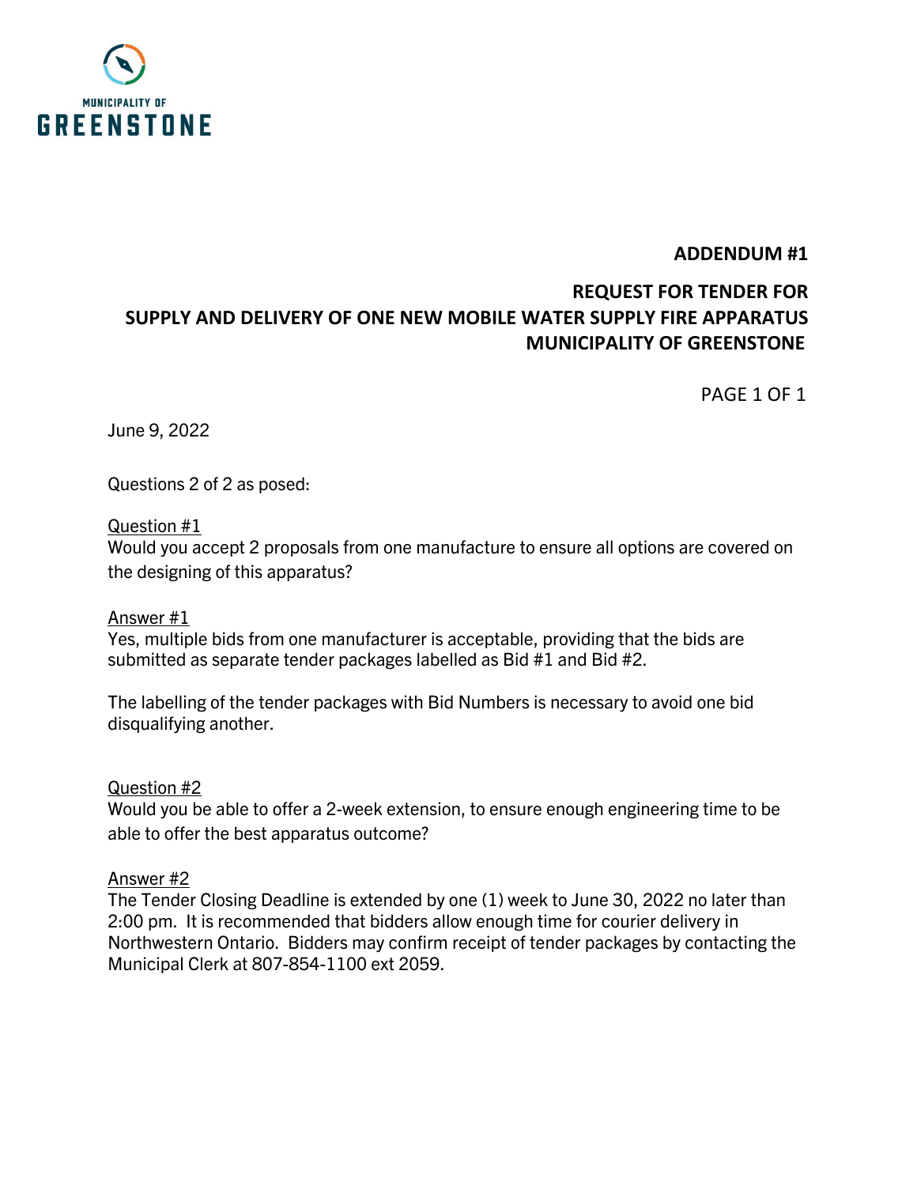MUNICIPALITY OF
GREENSTONE

**ADDENDUM #1**

**REQUEST FOR TENDER FOR SUPPLY AND DELIVERY OF ONE NEW MOBILE WATER SUPPLY FIRE APPARATUS MUNICIPALITY OF GREENSTONE**

June 9, 2022

Questions 2 of 2 as posed:

Question #1
Would you accept 2 proposals from one manufacture to ensure all options are covered on the designing of this apparatus?

Answer #1
Yes, multiple bids from one manufacturer is acceptable, providing that the bids are submitted as separate tender packages labelled as Bid #1 and Bid #2.

The labelling of the tender packages with Bid Numbers is necessary to avoid one bid disqualifying another.

Question #2
Would you be able to offer a 2-week extension, to ensure enough engineering time to be able to offer the best apparatus outcome?

Answer #2
The Tender Closing Deadline is extended by one (1) week to June 30, 2022 no later than 2:00 pm. It is recommended that bidders allow enough time for courier delivery in Northwestern Ontario. Bidders may confirm receipt of tender packages by contacting the Municipal Clerk at 807-854-1100 ext 2059.